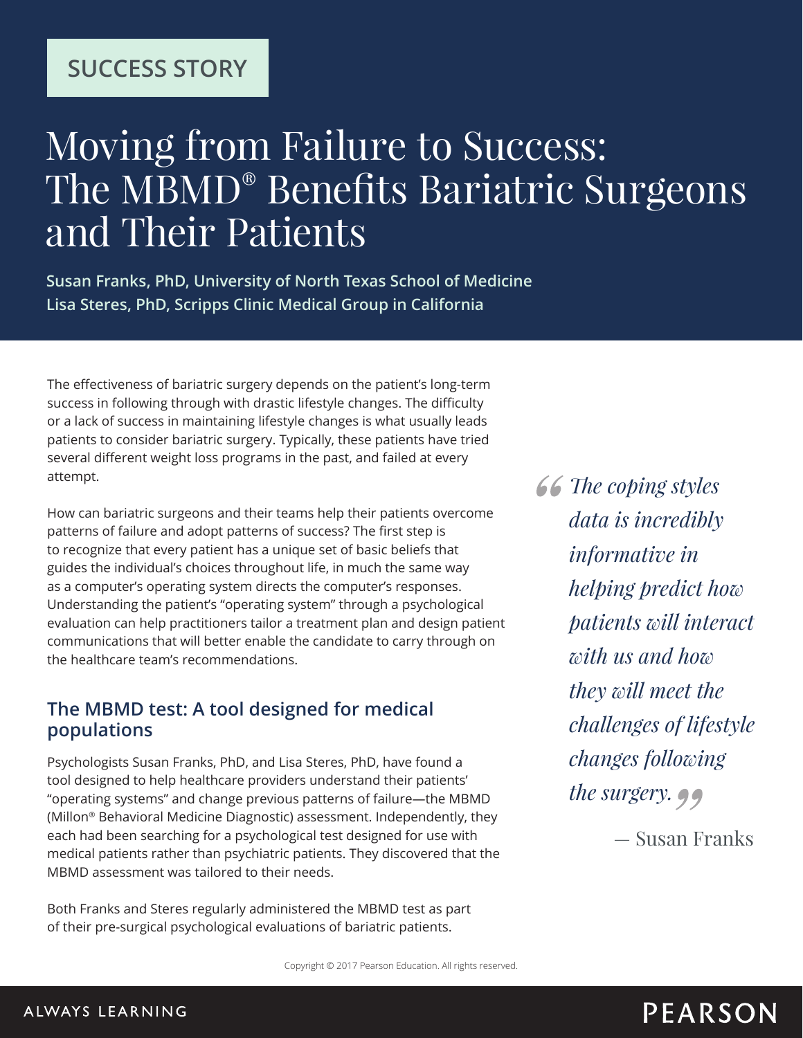SUCCESS STORY

# Moving from Failure to Success: The MBMD® Benefits Bariatric Surgeons and Their Patients

**Susan Franks, PhD, University of North Texas School of Medicine**
**Lisa Steres, PhD, Scripps Clinic Medical Group in California**

The effectiveness of bariatric surgery depends on the patient's long-term success in following through with drastic lifestyle changes. The difficulty or a lack of success in maintaining lifestyle changes is what usually leads patients to consider bariatric surgery. Typically, these patients have tried several different weight loss programs in the past, and failed at every attempt.

How can bariatric surgeons and their teams help their patients overcome patterns of failure and adopt patterns of success? The first step is to recognize that every patient has a unique set of basic beliefs that guides the individual's choices throughout life, in much the same way as a computer's operating system directs the computer's responses. Understanding the patient's "operating system" through a psychological evaluation can help practitioners tailor a treatment plan and design patient communications that will better enable the candidate to carry through on the healthcare team's recommendations.

> *"The coping styles data is incredibly informative in helping predict how patients will interact with us and how they will meet the challenges of lifestyle changes following the surgery."*
>
> — Susan Franks

## The MBMD test: A tool designed for medical populations

Psychologists Susan Franks, PhD, and Lisa Steres, PhD, have found a tool designed to help healthcare providers understand their patients' "operating systems" and change previous patterns of failure—the MBMD (Millon® Behavioral Medicine Diagnostic) assessment. Independently, they each had been searching for a psychological test designed for use with medical patients rather than psychiatric patients. They discovered that the MBMD assessment was tailored to their needs.

Both Franks and Steres regularly administered the MBMD test as part of their pre-surgical psychological evaluations of bariatric patients.

Copyright © 2017 Pearson Education. All rights reserved.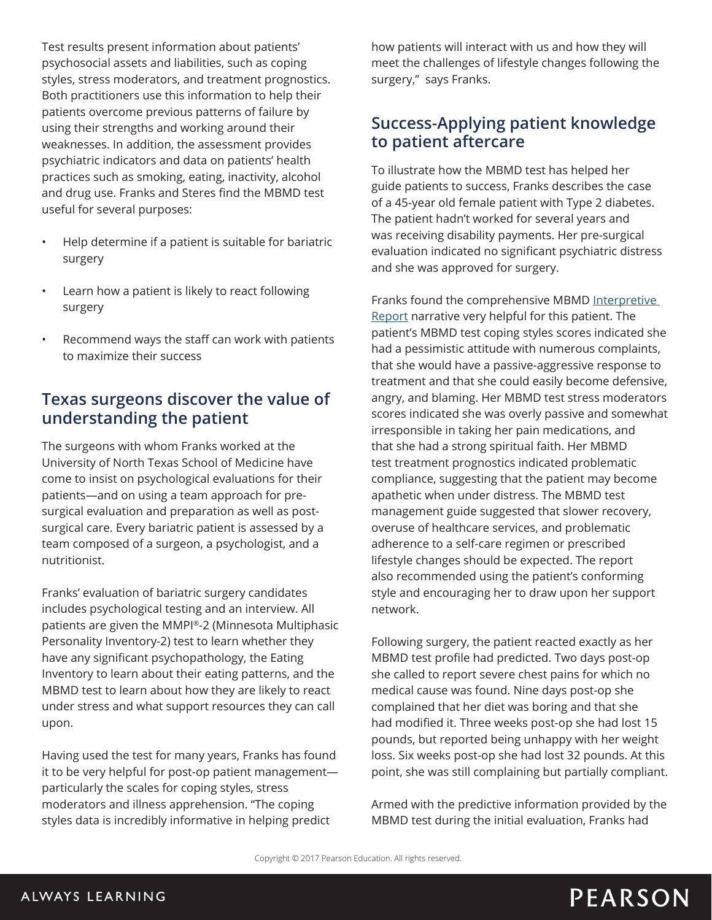Test results present information about patients' psychosocial assets and liabilities, such as coping styles, stress moderators, and treatment prognostics. Both practitioners use this information to help their patients overcome previous patterns of failure by using their strengths and working around their weaknesses. In addition, the assessment provides psychiatric indicators and data on patients' health practices such as smoking, eating, inactivity, alcohol and drug use. Franks and Steres find the MBMD test useful for several purposes:

- Help determine if a patient is suitable for bariatric surgery
- Learn how a patient is likely to react following surgery
- Recommend ways the staff can work with patients to maximize their success

## Texas surgeons discover the value of understanding the patient

The surgeons with whom Franks worked at the University of North Texas School of Medicine have come to insist on psychological evaluations for their patients—and on using a team approach for pre-surgical evaluation and preparation as well as post-surgical care. Every bariatric patient is assessed by a team composed of a surgeon, a psychologist, and a nutritionist.

Franks' evaluation of bariatric surgery candidates includes psychological testing and an interview. All patients are given the MMPI®-2 (Minnesota Multiphasic Personality Inventory-2) test to learn whether they have any significant psychopathology, the Eating Inventory to learn about their eating patterns, and the MBMD test to learn about how they are likely to react under stress and what support resources they can call upon.

Having used the test for many years, Franks has found it to be very helpful for post-op patient management—particularly the scales for coping styles, stress moderators and illness apprehension. "The coping styles data is incredibly informative in helping predict how patients will interact with us and how they will meet the challenges of lifestyle changes following the surgery," says Franks.

## Success-Applying patient knowledge to patient aftercare

To illustrate how the MBMD test has helped her guide patients to success, Franks describes the case of a 45-year old female patient with Type 2 diabetes. The patient hadn't worked for several years and was receiving disability payments. Her pre-surgical evaluation indicated no significant psychiatric distress and she was approved for surgery.

Franks found the comprehensive MBMD Interpretive Report narrative very helpful for this patient. The patient's MBMD test coping styles scores indicated she had a pessimistic attitude with numerous complaints, that she would have a passive-aggressive response to treatment and that she could easily become defensive, angry, and blaming. Her MBMD test stress moderators scores indicated she was overly passive and somewhat irresponsible in taking her pain medications, and that she had a strong spiritual faith. Her MBMD test treatment prognostics indicated problematic compliance, suggesting that the patient may become apathetic when under distress. The MBMD test management guide suggested that slower recovery, overuse of healthcare services, and problematic adherence to a self-care regimen or prescribed lifestyle changes should be expected. The report also recommended using the patient's conforming style and encouraging her to draw upon her support network.

Following surgery, the patient reacted exactly as her MBMD test profile had predicted. Two days post-op she called to report severe chest pains for which no medical cause was found. Nine days post-op she complained that her diet was boring and that she had modified it. Three weeks post-op she had lost 15 pounds, but reported being unhappy with her weight loss. Six weeks post-op she had lost 32 pounds. At this point, she was still complaining but partially compliant.

Armed with the predictive information provided by the MBMD test during the initial evaluation, Franks had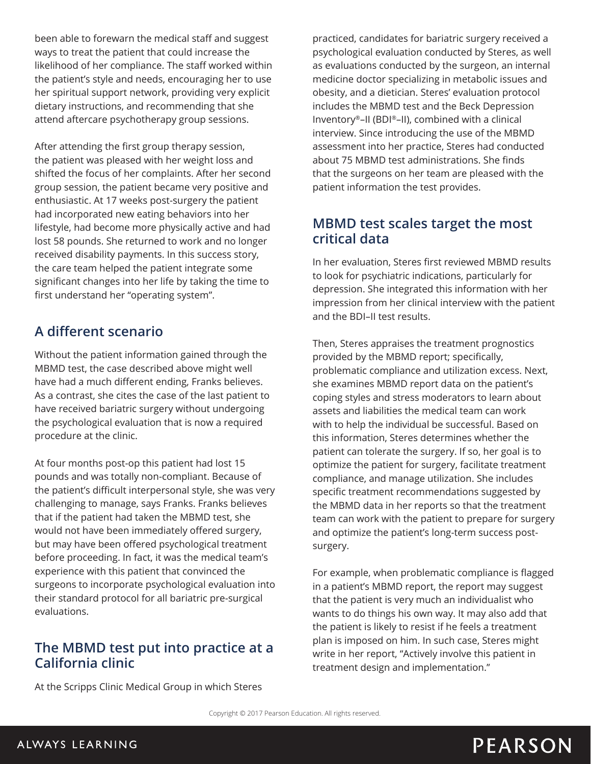been able to forewarn the medical staff and suggest ways to treat the patient that could increase the likelihood of her compliance. The staff worked within the patient's style and needs, encouraging her to use her spiritual support network, providing very explicit dietary instructions, and recommending that she attend aftercare psychotherapy group sessions.

After attending the first group therapy session, the patient was pleased with her weight loss and shifted the focus of her complaints. After her second group session, the patient became very positive and enthusiastic. At 17 weeks post-surgery the patient had incorporated new eating behaviors into her lifestyle, had become more physically active and had lost 58 pounds. She returned to work and no longer received disability payments. In this success story, the care team helped the patient integrate some significant changes into her life by taking the time to first understand her "operating system".

## A different scenario

Without the patient information gained through the MBMD test, the case described above might well have had a much different ending, Franks believes. As a contrast, she cites the case of the last patient to have received bariatric surgery without undergoing the psychological evaluation that is now a required procedure at the clinic.

At four months post-op this patient had lost 15 pounds and was totally non-compliant. Because of the patient's difficult interpersonal style, she was very challenging to manage, says Franks. Franks believes that if the patient had taken the MBMD test, she would not have been immediately offered surgery, but may have been offered psychological treatment before proceeding. In fact, it was the medical team's experience with this patient that convinced the surgeons to incorporate psychological evaluation into their standard protocol for all bariatric pre-surgical evaluations.

## The MBMD test put into practice at a California clinic

At the Scripps Clinic Medical Group in which Steres practiced, candidates for bariatric surgery received a psychological evaluation conducted by Steres, as well as evaluations conducted by the surgeon, an internal medicine doctor specializing in metabolic issues and obesity, and a dietician. Steres' evaluation protocol includes the MBMD test and the Beck Depression Inventory®–II (BDI®–II), combined with a clinical interview. Since introducing the use of the MBMD assessment into her practice, Steres had conducted about 75 MBMD test administrations. She finds that the surgeons on her team are pleased with the patient information the test provides.

## MBMD test scales target the most critical data

In her evaluation, Steres first reviewed MBMD results to look for psychiatric indications, particularly for depression. She integrated this information with her impression from her clinical interview with the patient and the BDI–II test results.

Then, Steres appraises the treatment prognostics provided by the MBMD report; specifically, problematic compliance and utilization excess. Next, she examines MBMD report data on the patient's coping styles and stress moderators to learn about assets and liabilities the medical team can work with to help the individual be successful. Based on this information, Steres determines whether the patient can tolerate the surgery. If so, her goal is to optimize the patient for surgery, facilitate treatment compliance, and manage utilization. She includes specific treatment recommendations suggested by the MBMD data in her reports so that the treatment team can work with the patient to prepare for surgery and optimize the patient's long-term success post-surgery.

For example, when problematic compliance is flagged in a patient's MBMD report, the report may suggest that the patient is very much an individualist who wants to do things his own way. It may also add that the patient is likely to resist if he feels a treatment plan is imposed on him. In such case, Steres might write in her report, "Actively involve this patient in treatment design and implementation."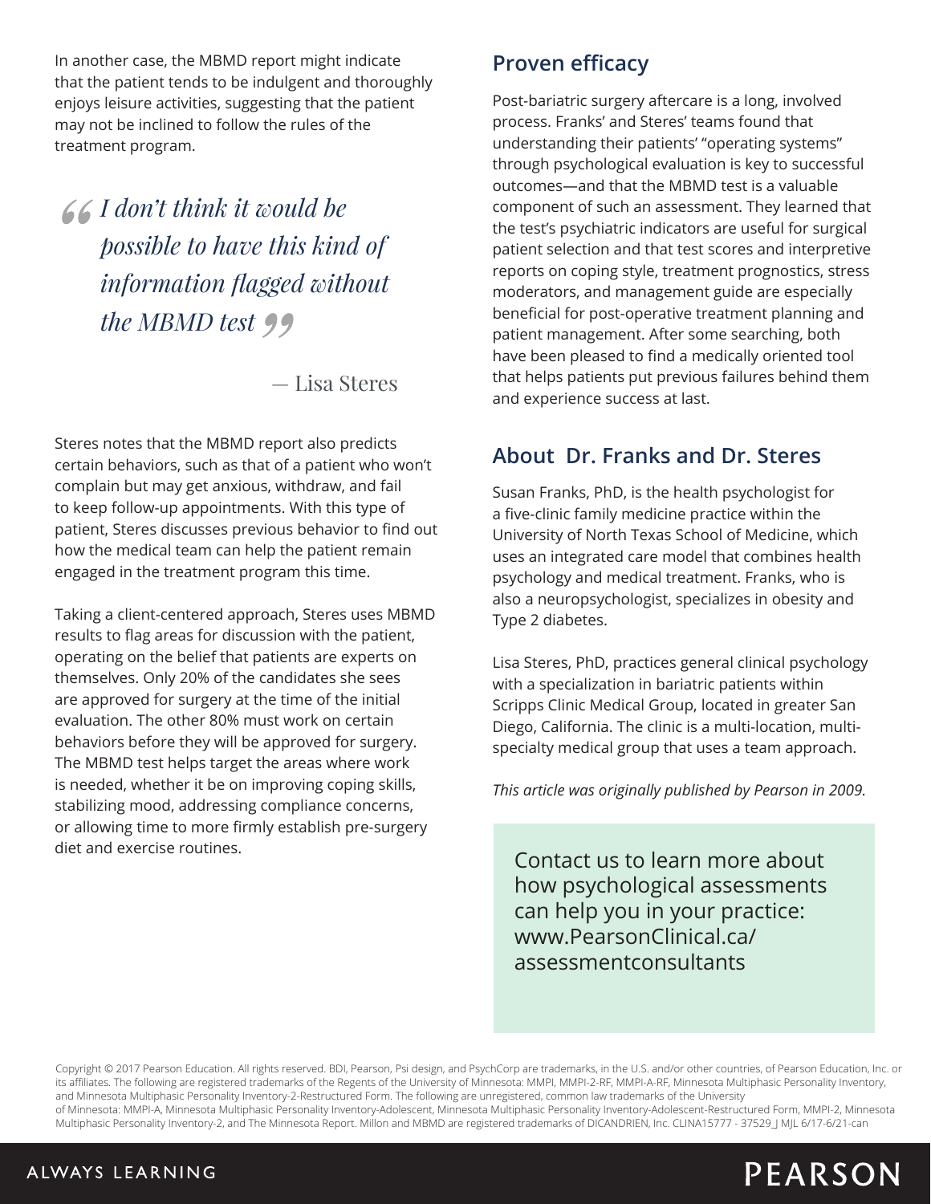In another case, the MBMD report might indicate that the patient tends to be indulgent and thoroughly enjoys leisure activities, suggesting that the patient may not be inclined to follow the rules of the treatment program.

> *"I don't think it would be possible to have this kind of information flagged without the MBMD test"*
>
> — Lisa Steres

Steres notes that the MBMD report also predicts certain behaviors, such as that of a patient who won't complain but may get anxious, withdraw, and fail to keep follow-up appointments. With this type of patient, Steres discusses previous behavior to find out how the medical team can help the patient remain engaged in the treatment program this time.

Taking a client-centered approach, Steres uses MBMD results to flag areas for discussion with the patient, operating on the belief that patients are experts on themselves. Only 20% of the candidates she sees are approved for surgery at the time of the initial evaluation. The other 80% must work on certain behaviors before they will be approved for surgery. The MBMD test helps target the areas where work is needed, whether it be on improving coping skills, stabilizing mood, addressing compliance concerns, or allowing time to more firmly establish pre-surgery diet and exercise routines.

## Proven efficacy

Post-bariatric surgery aftercare is a long, involved process. Franks' and Steres' teams found that understanding their patients' "operating systems" through psychological evaluation is key to successful outcomes—and that the MBMD test is a valuable component of such an assessment. They learned that the test's psychiatric indicators are useful for surgical patient selection and that test scores and interpretive reports on coping style, treatment prognostics, stress moderators, and management guide are especially beneficial for post-operative treatment planning and patient management. After some searching, both have been pleased to find a medically oriented tool that helps patients put previous failures behind them and experience success at last.

## About Dr. Franks and Dr. Steres

Susan Franks, PhD, is the health psychologist for a five-clinic family medicine practice within the University of North Texas School of Medicine, which uses an integrated care model that combines health psychology and medical treatment. Franks, who is also a neuropsychologist, specializes in obesity and Type 2 diabetes.

Lisa Steres, PhD, practices general clinical psychology with a specialization in bariatric patients within Scripps Clinic Medical Group, located in greater San Diego, California. The clinic is a multi-location, multi-specialty medical group that uses a team approach.

*This article was originally published by Pearson in 2009.*

Contact us to learn more about how psychological assessments can help you in your practice: www.PearsonClinical.ca/assessmentconsultants

Copyright © 2017 Pearson Education. All rights reserved. BDI, Pearson, Psi design, and PsychCorp are trademarks, in the U.S. and/or other countries, of Pearson Education, Inc. or its affiliates. The following are registered trademarks of the Regents of the University of Minnesota: MMPI, MMPI-2-RF, MMPI-A-RF, Minnesota Multiphasic Personality Inventory, and Minnesota Multiphasic Personality Inventory-2-Restructured Form. The following are unregistered, common law trademarks of the University of Minnesota: MMPI-A, Minnesota Multiphasic Personality Inventory-Adolescent, Minnesota Multiphasic Personality Inventory-Adolescent-Restructured Form, MMPI-2, Minnesota Multiphasic Personality Inventory-2, and The Minnesota Report. Millon and MBMD are registered trademarks of DICANDRIEN, Inc. CLINA15777 - 37529_J MJL 6/17-6/21-can

ALWAYS LEARNING

PEARSON